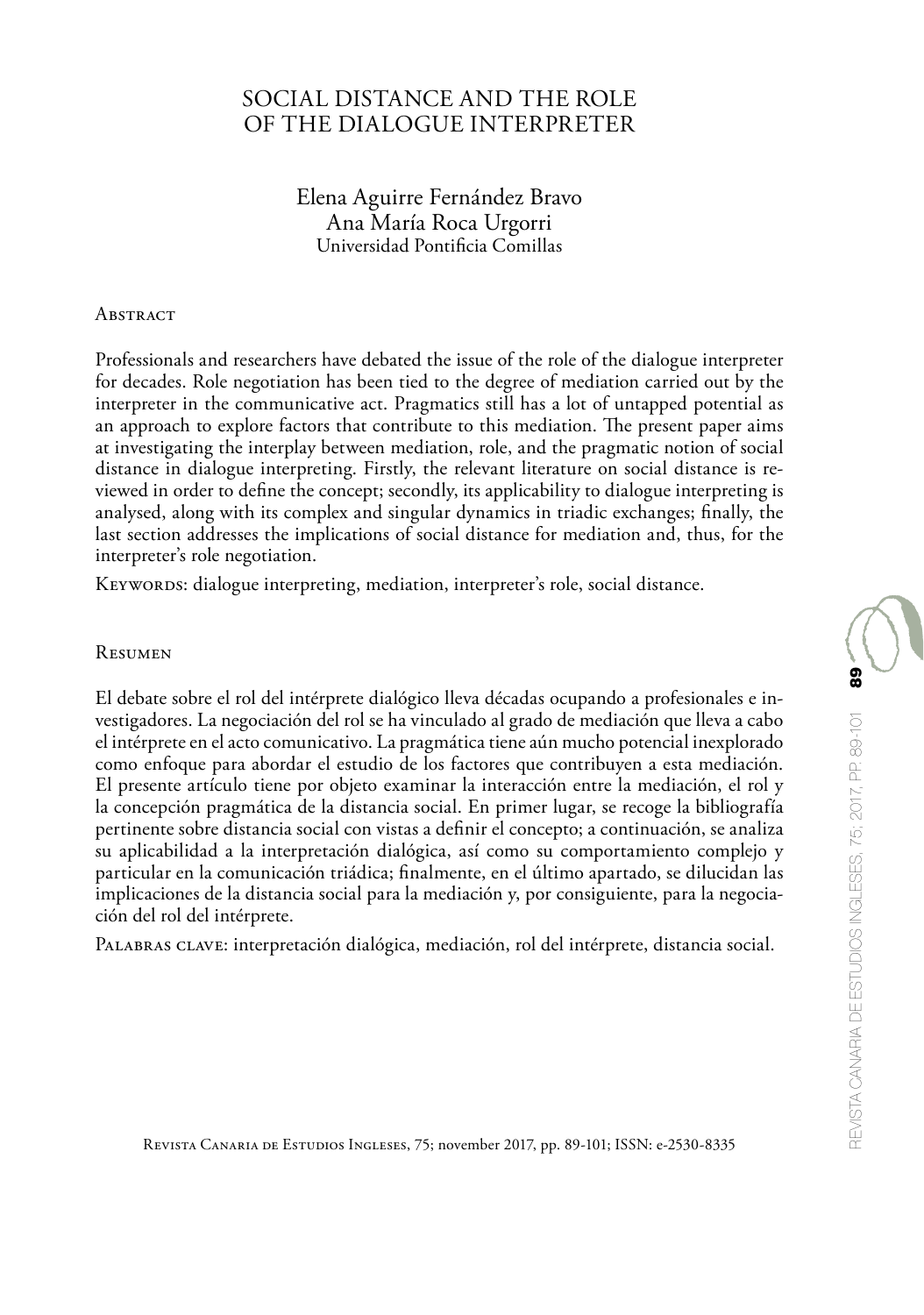# SOCIAL DISTANCE AND THE ROLE OF THE DIALOGUE INTERPRETER

Elena Aguirre Fernández Bravo
Ana María Roca Urgorri
Universidad Pontificia Comillas

## Abstract

Professionals and researchers have debated the issue of the role of the dialogue interpreter for decades. Role negotiation has been tied to the degree of mediation carried out by the interpreter in the communicative act. Pragmatics still has a lot of untapped potential as an approach to explore factors that contribute to this mediation. The present paper aims at investigating the interplay between mediation, role, and the pragmatic notion of social distance in dialogue interpreting. Firstly, the relevant literature on social distance is reviewed in order to define the concept; secondly, its applicability to dialogue interpreting is analysed, along with its complex and singular dynamics in triadic exchanges; finally, the last section addresses the implications of social distance for mediation and, thus, for the interpreter's role negotiation.

Keywords: dialogue interpreting, mediation, interpreter's role, social distance.

## Resumen

El debate sobre el rol del intérprete dialógico lleva décadas ocupando a profesionales e investigadores. La negociación del rol se ha vinculado al grado de mediación que lleva a cabo el intérprete en el acto comunicativo. La pragmática tiene aún mucho potencial inexplorado como enfoque para abordar el estudio de los factores que contribuyen a esta mediación. El presente artículo tiene por objeto examinar la interacción entre la mediación, el rol y la concepción pragmática de la distancia social. En primer lugar, se recoge la bibliografía pertinente sobre distancia social con vistas a definir el concepto; a continuación, se analiza su aplicabilidad a la interpretación dialógica, así como su comportamiento complejo y particular en la comunicación triádica; finalmente, en el último apartado, se dilucidan las implicaciones de la distancia social para la mediación y, por consiguiente, para la negociación del rol del intérprete.

Palabras clave: interpretación dialógica, mediación, rol del intérprete, distancia social.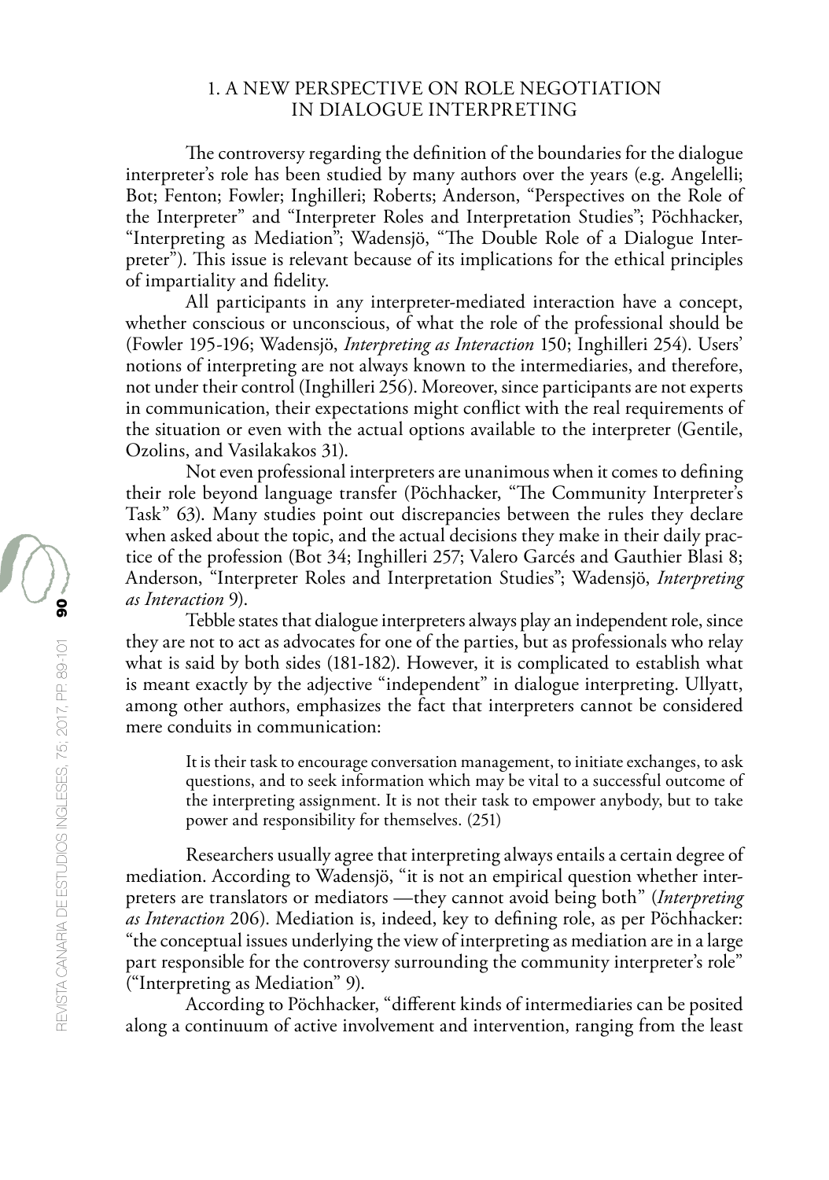## 1. A NEW PERSPECTIVE ON ROLE NEGOTIATION IN DIALOGUE INTERPRETING

The controversy regarding the definition of the boundaries for the dialogue interpreter's role has been studied by many authors over the years (e.g. Angelelli; Bot; Fenton; Fowler; Inghilleri; Roberts; Anderson, "Perspectives on the Role of the Interpreter" and "Interpreter Roles and Interpretation Studies"; Pöchhacker, "Interpreting as Mediation"; Wadensjö, "The Double Role of a Dialogue Interpreter"). This issue is relevant because of its implications for the ethical principles of impartiality and fidelity.

All participants in any interpreter-mediated interaction have a concept, whether conscious or unconscious, of what the role of the professional should be (Fowler 195-196; Wadensjö, *Interpreting as Interaction* 150; Inghilleri 254). Users' notions of interpreting are not always known to the intermediaries, and therefore, not under their control (Inghilleri 256). Moreover, since participants are not experts in communication, their expectations might conflict with the real requirements of the situation or even with the actual options available to the interpreter (Gentile, Ozolins, and Vasilakakos 31).

Not even professional interpreters are unanimous when it comes to defining their role beyond language transfer (Pöchhacker, "The Community Interpreter's Task" 63). Many studies point out discrepancies between the rules they declare when asked about the topic, and the actual decisions they make in their daily practice of the profession (Bot 34; Inghilleri 257; Valero Garcés and Gauthier Blasi 8; Anderson, "Interpreter Roles and Interpretation Studies"; Wadensjö, *Interpreting as Interaction* 9).

Tebble states that dialogue interpreters always play an independent role, since they are not to act as advocates for one of the parties, but as professionals who relay what is said by both sides (181-182). However, it is complicated to establish what is meant exactly by the adjective "independent" in dialogue interpreting. Ullyatt, among other authors, emphasizes the fact that interpreters cannot be considered mere conduits in communication:

> It is their task to encourage conversation management, to initiate exchanges, to ask questions, and to seek information which may be vital to a successful outcome of the interpreting assignment. It is not their task to empower anybody, but to take power and responsibility for themselves. (251)

Researchers usually agree that interpreting always entails a certain degree of mediation. According to Wadensjö, "it is not an empirical question whether interpreters are translators or mediators —they cannot avoid being both" (*Interpreting as Interaction* 206). Mediation is, indeed, key to defining role, as per Pöchhacker: "the conceptual issues underlying the view of interpreting as mediation are in a large part responsible for the controversy surrounding the community interpreter's role" ("Interpreting as Mediation" 9).

According to Pöchhacker, "different kinds of intermediaries can be posited along a continuum of active involvement and intervention, ranging from the least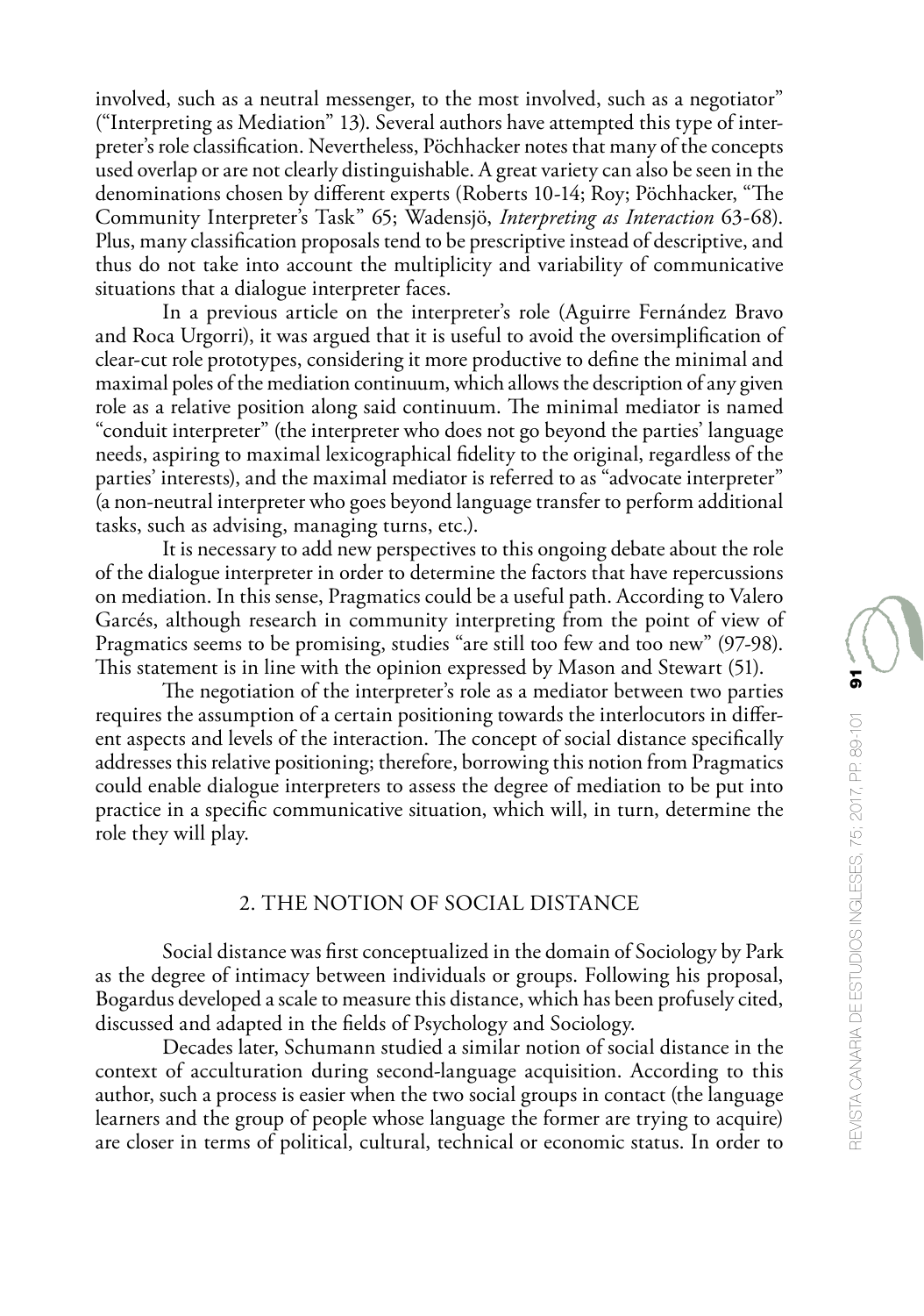involved, such as a neutral messenger, to the most involved, such as a negotiator" ("Interpreting as Mediation" 13). Several authors have attempted this type of interpreter's role classification. Nevertheless, Pöchhacker notes that many of the concepts used overlap or are not clearly distinguishable. A great variety can also be seen in the denominations chosen by different experts (Roberts 10-14; Roy; Pöchhacker, "The Community Interpreter's Task" 65; Wadensjö, *Interpreting as Interaction* 63-68). Plus, many classification proposals tend to be prescriptive instead of descriptive, and thus do not take into account the multiplicity and variability of communicative situations that a dialogue interpreter faces.

In a previous article on the interpreter's role (Aguirre Fernández Bravo and Roca Urgorri), it was argued that it is useful to avoid the oversimplification of clear-cut role prototypes, considering it more productive to define the minimal and maximal poles of the mediation continuum, which allows the description of any given role as a relative position along said continuum. The minimal mediator is named "conduit interpreter" (the interpreter who does not go beyond the parties' language needs, aspiring to maximal lexicographical fidelity to the original, regardless of the parties' interests), and the maximal mediator is referred to as "advocate interpreter" (a non-neutral interpreter who goes beyond language transfer to perform additional tasks, such as advising, managing turns, etc.).

It is necessary to add new perspectives to this ongoing debate about the role of the dialogue interpreter in order to determine the factors that have repercussions on mediation. In this sense, Pragmatics could be a useful path. According to Valero Garcés, although research in community interpreting from the point of view of Pragmatics seems to be promising, studies "are still too few and too new" (97-98). This statement is in line with the opinion expressed by Mason and Stewart (51).

The negotiation of the interpreter's role as a mediator between two parties requires the assumption of a certain positioning towards the interlocutors in different aspects and levels of the interaction. The concept of social distance specifically addresses this relative positioning; therefore, borrowing this notion from Pragmatics could enable dialogue interpreters to assess the degree of mediation to be put into practice in a specific communicative situation, which will, in turn, determine the role they will play.

## 2. THE NOTION OF SOCIAL DISTANCE

Social distance was first conceptualized in the domain of Sociology by Park as the degree of intimacy between individuals or groups. Following his proposal, Bogardus developed a scale to measure this distance, which has been profusely cited, discussed and adapted in the fields of Psychology and Sociology.

Decades later, Schumann studied a similar notion of social distance in the context of acculturation during second-language acquisition. According to this author, such a process is easier when the two social groups in contact (the language learners and the group of people whose language the former are trying to acquire) are closer in terms of political, cultural, technical or economic status. In order to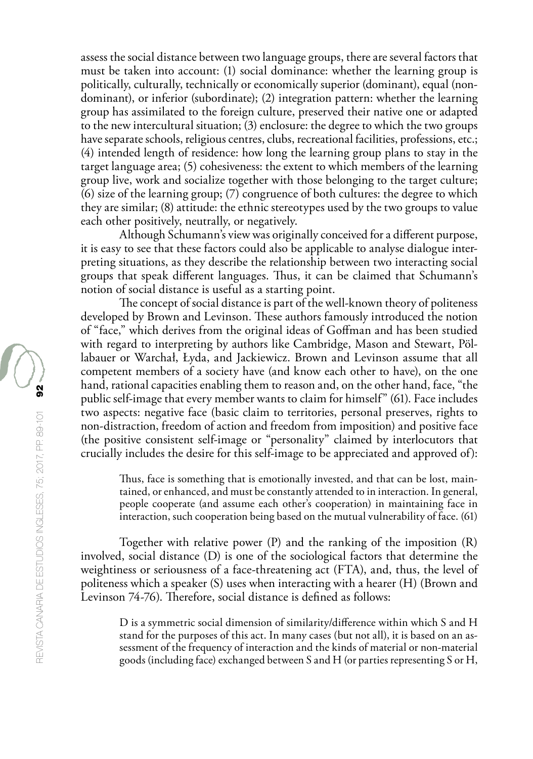assess the social distance between two language groups, there are several factors that must be taken into account: (1) social dominance: whether the learning group is politically, culturally, technically or economically superior (dominant), equal (non-dominant), or inferior (subordinate); (2) integration pattern: whether the learning group has assimilated to the foreign culture, preserved their native one or adapted to the new intercultural situation; (3) enclosure: the degree to which the two groups have separate schools, religious centres, clubs, recreational facilities, professions, etc.; (4) intended length of residence: how long the learning group plans to stay in the target language area; (5) cohesiveness: the extent to which members of the learning group live, work and socialize together with those belonging to the target culture; (6) size of the learning group; (7) congruence of both cultures: the degree to which they are similar; (8) attitude: the ethnic stereotypes used by the two groups to value each other positively, neutrally, or negatively.

Although Schumann's view was originally conceived for a different purpose, it is easy to see that these factors could also be applicable to analyse dialogue interpreting situations, as they describe the relationship between two interacting social groups that speak different languages. Thus, it can be claimed that Schumann's notion of social distance is useful as a starting point.

The concept of social distance is part of the well-known theory of politeness developed by Brown and Levinson. These authors famously introduced the notion of "face," which derives from the original ideas of Goffman and has been studied with regard to interpreting by authors like Cambridge, Mason and Stewart, Pöllabauer or Warchał, Łyda, and Jackiewicz. Brown and Levinson assume that all competent members of a society have (and know each other to have), on the one hand, rational capacities enabling them to reason and, on the other hand, face, "the public self-image that every member wants to claim for himself" (61). Face includes two aspects: negative face (basic claim to territories, personal preserves, rights to non-distraction, freedom of action and freedom from imposition) and positive face (the positive consistent self-image or "personality" claimed by interlocutors that crucially includes the desire for this self-image to be appreciated and approved of):

> Thus, face is something that is emotionally invested, and that can be lost, maintained, or enhanced, and must be constantly attended to in interaction. In general, people cooperate (and assume each other's cooperation) in maintaining face in interaction, such cooperation being based on the mutual vulnerability of face. (61)

Together with relative power (P) and the ranking of the imposition (R) involved, social distance (D) is one of the sociological factors that determine the weightiness or seriousness of a face-threatening act (FTA), and, thus, the level of politeness which a speaker (S) uses when interacting with a hearer (H) (Brown and Levinson 74-76). Therefore, social distance is defined as follows:

> D is a symmetric social dimension of similarity/difference within which S and H stand for the purposes of this act. In many cases (but not all), it is based on an assessment of the frequency of interaction and the kinds of material or non-material goods (including face) exchanged between S and H (or parties representing S or H,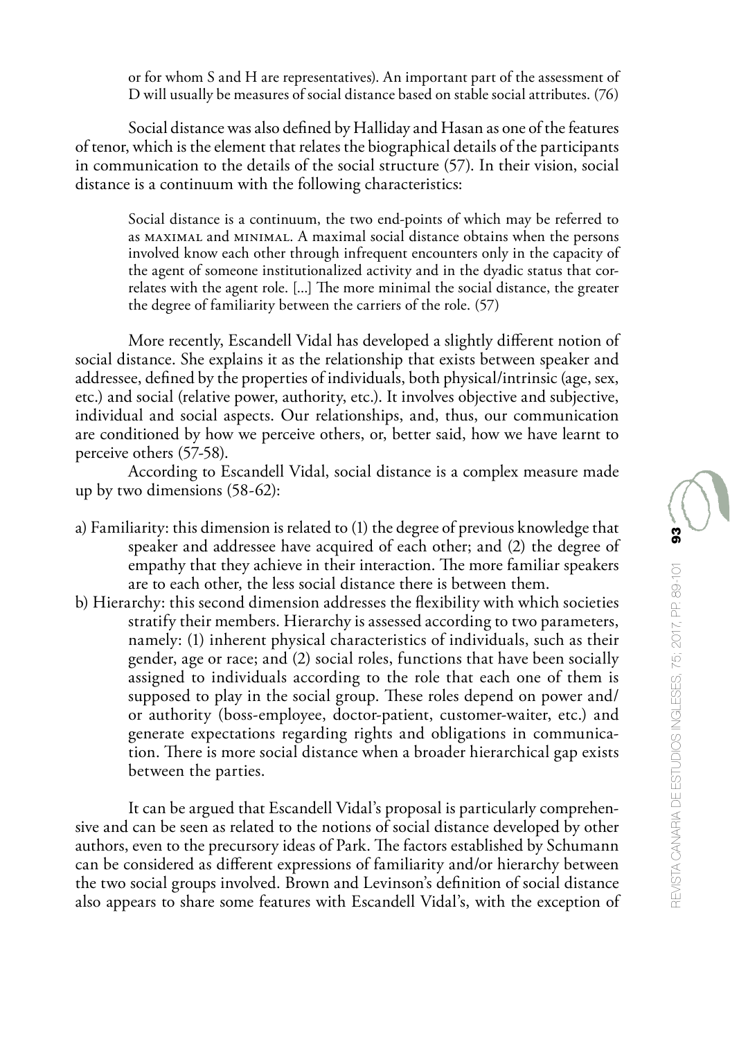> or for whom S and H are representatives). An important part of the assessment of D will usually be measures of social distance based on stable social attributes. (76)

Social distance was also defined by Halliday and Hasan as one of the features of tenor, which is the element that relates the biographical details of the participants in communication to the details of the social structure (57). In their vision, social distance is a continuum with the following characteristics:

> Social distance is a continuum, the two end-points of which may be referred to as MAXIMAL and MINIMAL. A maximal social distance obtains when the persons involved know each other through infrequent encounters only in the capacity of the agent of someone institutionalized activity and in the dyadic status that correlates with the agent role. [...] The more minimal the social distance, the greater the degree of familiarity between the carriers of the role. (57)

More recently, Escandell Vidal has developed a slightly different notion of social distance. She explains it as the relationship that exists between speaker and addressee, defined by the properties of individuals, both physical/intrinsic (age, sex, etc.) and social (relative power, authority, etc.). It involves objective and subjective, individual and social aspects. Our relationships, and, thus, our communication are conditioned by how we perceive others, or, better said, how we have learnt to perceive others (57-58).

According to Escandell Vidal, social distance is a complex measure made up by two dimensions (58-62):

a) Familiarity: this dimension is related to (1) the degree of previous knowledge that speaker and addressee have acquired of each other; and (2) the degree of empathy that they achieve in their interaction. The more familiar speakers are to each other, the less social distance there is between them.

b) Hierarchy: this second dimension addresses the flexibility with which societies stratify their members. Hierarchy is assessed according to two parameters, namely: (1) inherent physical characteristics of individuals, such as their gender, age or race; and (2) social roles, functions that have been socially assigned to individuals according to the role that each one of them is supposed to play in the social group. These roles depend on power and/or authority (boss-employee, doctor-patient, customer-waiter, etc.) and generate expectations regarding rights and obligations in communication. There is more social distance when a broader hierarchical gap exists between the parties.

It can be argued that Escandell Vidal's proposal is particularly comprehensive and can be seen as related to the notions of social distance developed by other authors, even to the precursory ideas of Park. The factors established by Schumann can be considered as different expressions of familiarity and/or hierarchy between the two social groups involved. Brown and Levinson's definition of social distance also appears to share some features with Escandell Vidal's, with the exception of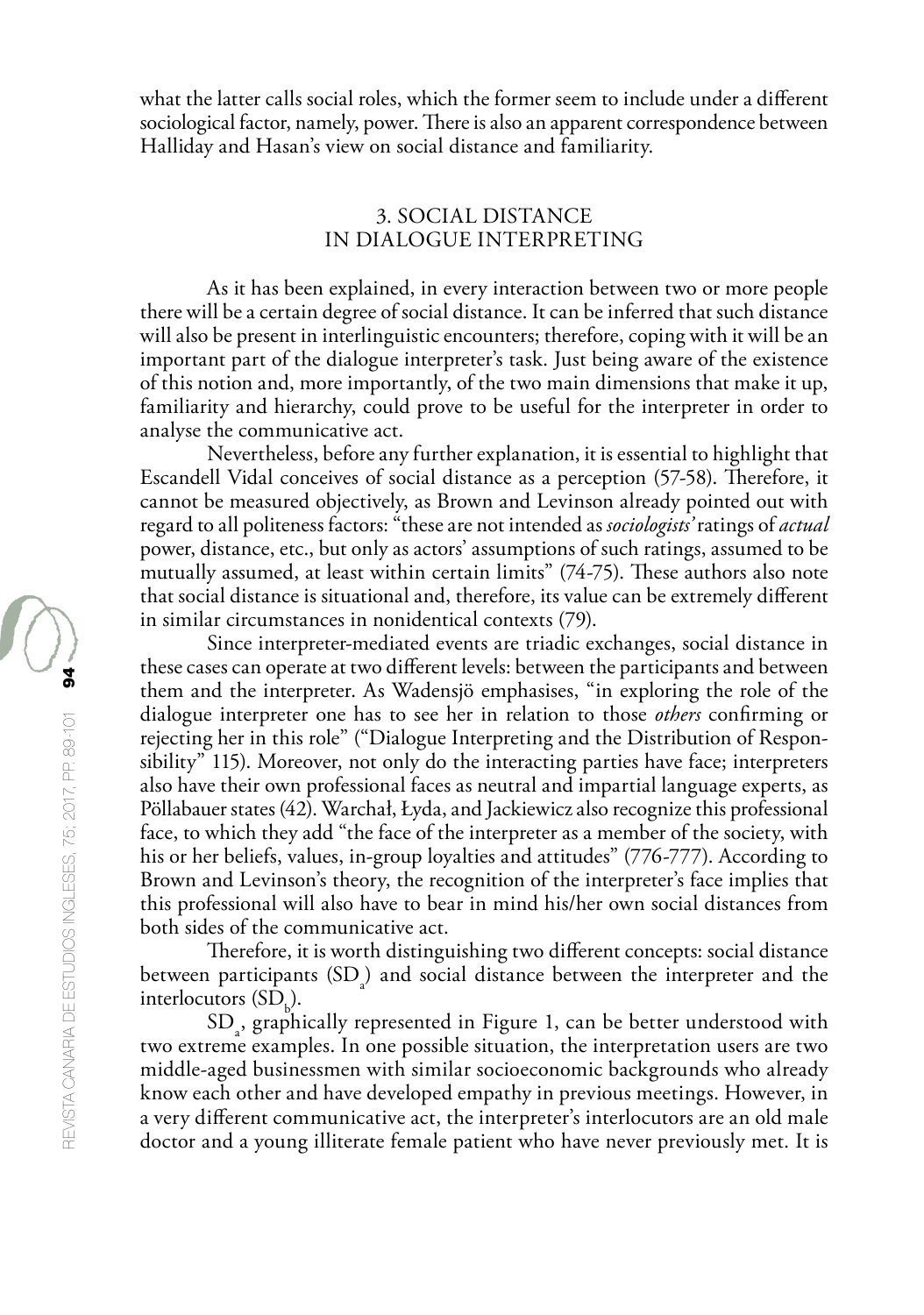what the latter calls social roles, which the former seem to include under a different sociological factor, namely, power. There is also an apparent correspondence between Halliday and Hasan's view on social distance and familiarity.

## 3. SOCIAL DISTANCE IN DIALOGUE INTERPRETING

As it has been explained, in every interaction between two or more people there will be a certain degree of social distance. It can be inferred that such distance will also be present in interlinguistic encounters; therefore, coping with it will be an important part of the dialogue interpreter's task. Just being aware of the existence of this notion and, more importantly, of the two main dimensions that make it up, familiarity and hierarchy, could prove to be useful for the interpreter in order to analyse the communicative act.

Nevertheless, before any further explanation, it is essential to highlight that Escandell Vidal conceives of social distance as a perception (57-58). Therefore, it cannot be measured objectively, as Brown and Levinson already pointed out with regard to all politeness factors: "these are not intended as *sociologists'* ratings of *actual* power, distance, etc., but only as actors' assumptions of such ratings, assumed to be mutually assumed, at least within certain limits" (74-75). These authors also note that social distance is situational and, therefore, its value can be extremely different in similar circumstances in nonidentical contexts (79).

Since interpreter-mediated events are triadic exchanges, social distance in these cases can operate at two different levels: between the participants and between them and the interpreter. As Wadensjö emphasises, "in exploring the role of the dialogue interpreter one has to see her in relation to those *others* confirming or rejecting her in this role" ("Dialogue Interpreting and the Distribution of Responsibility" 115). Moreover, not only do the interacting parties have face; interpreters also have their own professional faces as neutral and impartial language experts, as Pöllabauer states (42). Warchał, Łyda, and Jackiewicz also recognize this professional face, to which they add "the face of the interpreter as a member of the society, with his or her beliefs, values, in-group loyalties and attitudes" (776-777). According to Brown and Levinson's theory, the recognition of the interpreter's face implies that this professional will also have to bear in mind his/her own social distances from both sides of the communicative act.

Therefore, it is worth distinguishing two different concepts: social distance between participants ($SD_a$) and social distance between the interpreter and the interlocutors ($SD_b$).

$SD_a$, graphically represented in Figure 1, can be better understood with two extreme examples. In one possible situation, the interpretation users are two middle-aged businessmen with similar socioeconomic backgrounds who already know each other and have developed empathy in previous meetings. However, in a very different communicative act, the interpreter's interlocutors are an old male doctor and a young illiterate female patient who have never previously met. It is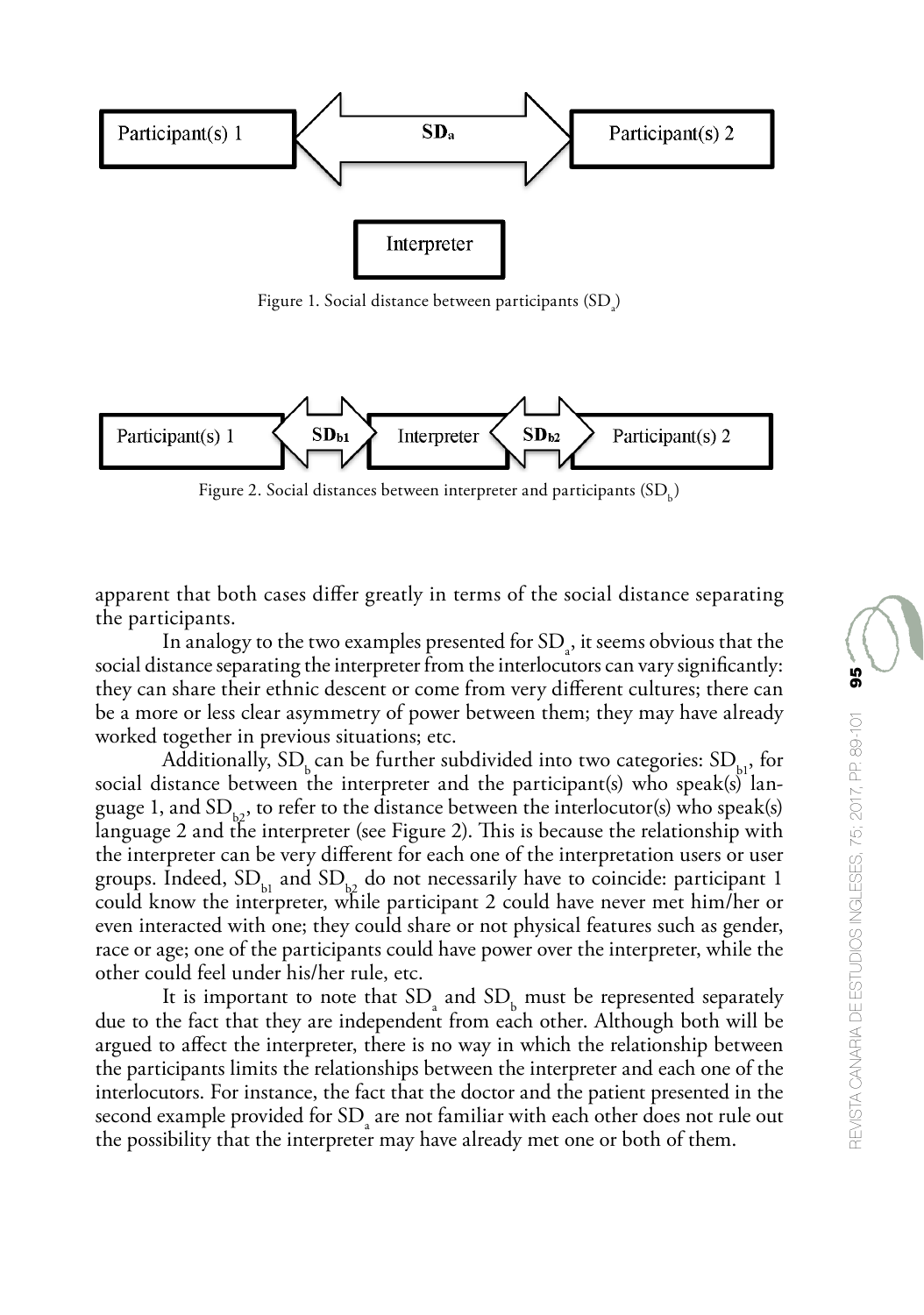Participant(s) 1 — $SD_a$ — Participant(s) 2

Interpreter

Figure 1. Social distance between participants ($SD_a$)

Participant(s) 1 — $SD_{b1}$ — Interpreter — $SD_{b2}$ — Participant(s) 2

Figure 2. Social distances between interpreter and participants ($SD_b$)

apparent that both cases differ greatly in terms of the social distance separating the participants.

In analogy to the two examples presented for $SD_a$, it seems obvious that the social distance separating the interpreter from the interlocutors can vary significantly: they can share their ethnic descent or come from very different cultures; there can be a more or less clear asymmetry of power between them; they may have already worked together in previous situations; etc.

Additionally, $SD_b$ can be further subdivided into two categories: $SD_{b1}$, for social distance between the interpreter and the participant(s) who speak(s) language 1, and $SD_{b2}$, to refer to the distance between the interlocutor(s) who speak(s) language 2 and the interpreter (see Figure 2). This is because the relationship with the interpreter can be very different for each one of the interpretation users or user groups. Indeed, $SD_{b1}$ and $SD_{b2}$ do not necessarily have to coincide: participant 1 could know the interpreter, while participant 2 could have never met him/her or even interacted with one; they could share or not physical features such as gender, race or age; one of the participants could have power over the interpreter, while the other could feel under his/her rule, etc.

It is important to note that $SD_a$ and $SD_b$ must be represented separately due to the fact that they are independent from each other. Although both will be argued to affect the interpreter, there is no way in which the relationship between the participants limits the relationships between the interpreter and each one of the interlocutors. For instance, the fact that the doctor and the patient presented in the second example provided for $SD_a$ are not familiar with each other does not rule out the possibility that the interpreter may have already met one or both of them.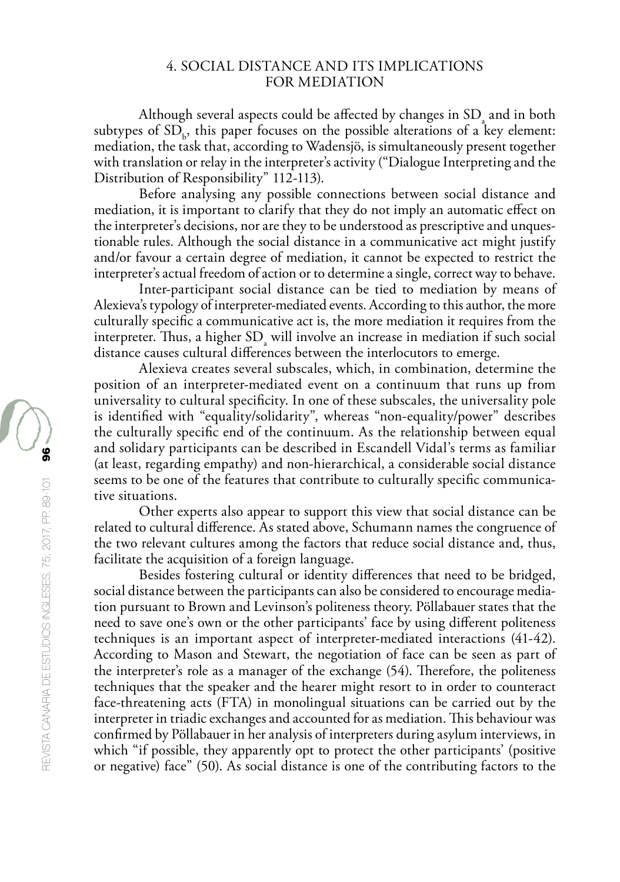## 4. SOCIAL DISTANCE AND ITS IMPLICATIONS FOR MEDIATION

Although several aspects could be affected by changes in $SD_a$ and in both subtypes of $SD_b$, this paper focuses on the possible alterations of a key element: mediation, the task that, according to Wadensjö, is simultaneously present together with translation or relay in the interpreter's activity ("Dialogue Interpreting and the Distribution of Responsibility" 112-113).

Before analysing any possible connections between social distance and mediation, it is important to clarify that they do not imply an automatic effect on the interpreter's decisions, nor are they to be understood as prescriptive and unquestionable rules. Although the social distance in a communicative act might justify and/or favour a certain degree of mediation, it cannot be expected to restrict the interpreter's actual freedom of action or to determine a single, correct way to behave.

Inter-participant social distance can be tied to mediation by means of Alexieva's typology of interpreter-mediated events. According to this author, the more culturally specific a communicative act is, the more mediation it requires from the interpreter. Thus, a higher $SD_a$ will involve an increase in mediation if such social distance causes cultural differences between the interlocutors to emerge.

Alexieva creates several subscales, which, in combination, determine the position of an interpreter-mediated event on a continuum that runs up from universality to cultural specificity. In one of these subscales, the universality pole is identified with "equality/solidarity", whereas "non-equality/power" describes the culturally specific end of the continuum. As the relationship between equal and solidary participants can be described in Escandell Vidal's terms as familiar (at least, regarding empathy) and non-hierarchical, a considerable social distance seems to be one of the features that contribute to culturally specific communicative situations.

Other experts also appear to support this view that social distance can be related to cultural difference. As stated above, Schumann names the congruence of the two relevant cultures among the factors that reduce social distance and, thus, facilitate the acquisition of a foreign language.

Besides fostering cultural or identity differences that need to be bridged, social distance between the participants can also be considered to encourage mediation pursuant to Brown and Levinson's politeness theory. Pöllabauer states that the need to save one's own or the other participants' face by using different politeness techniques is an important aspect of interpreter-mediated interactions (41-42). According to Mason and Stewart, the negotiation of face can be seen as part of the interpreter's role as a manager of the exchange (54). Therefore, the politeness techniques that the speaker and the hearer might resort to in order to counteract face-threatening acts (FTA) in monolingual situations can be carried out by the interpreter in triadic exchanges and accounted for as mediation. This behaviour was confirmed by Pöllabauer in her analysis of interpreters during asylum interviews, in which "if possible, they apparently opt to protect the other participants' (positive or negative) face" (50). As social distance is one of the contributing factors to the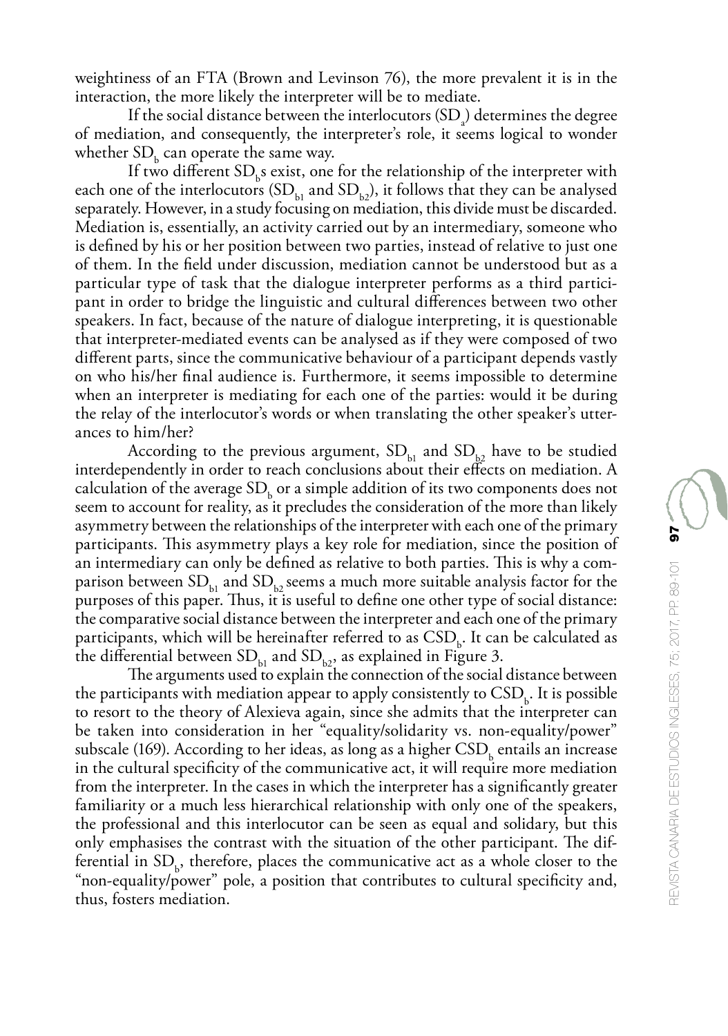weightiness of an FTA (Brown and Levinson 76), the more prevalent it is in the interaction, the more likely the interpreter will be to mediate.

If the social distance between the interlocutors ($SD_a$) determines the degree of mediation, and consequently, the interpreter's role, it seems logical to wonder whether $SD_b$ can operate the same way.

If two different $SD_b$s exist, one for the relationship of the interpreter with each one of the interlocutors ($SD_{b1}$ and $SD_{b2}$), it follows that they can be analysed separately. However, in a study focusing on mediation, this divide must be discarded. Mediation is, essentially, an activity carried out by an intermediary, someone who is defined by his or her position between two parties, instead of relative to just one of them. In the field under discussion, mediation cannot be understood but as a particular type of task that the dialogue interpreter performs as a third participant in order to bridge the linguistic and cultural differences between two other speakers. In fact, because of the nature of dialogue interpreting, it is questionable that interpreter-mediated events can be analysed as if they were composed of two different parts, since the communicative behaviour of a participant depends vastly on who his/her final audience is. Furthermore, it seems impossible to determine when an interpreter is mediating for each one of the parties: would it be during the relay of the interlocutor's words or when translating the other speaker's utterances to him/her?

According to the previous argument, $SD_{b1}$ and $SD_{b2}$ have to be studied interdependently in order to reach conclusions about their effects on mediation. A calculation of the average $SD_b$ or a simple addition of its two components does not seem to account for reality, as it precludes the consideration of the more than likely asymmetry between the relationships of the interpreter with each one of the primary participants. This asymmetry plays a key role for mediation, since the position of an intermediary can only be defined as relative to both parties. This is why a comparison between $SD_{b1}$ and $SD_{b2}$ seems a much more suitable analysis factor for the purposes of this paper. Thus, it is useful to define one other type of social distance: the comparative social distance between the interpreter and each one of the primary participants, which will be hereinafter referred to as $CSD_b$. It can be calculated as the differential between $SD_{b1}$ and $SD_{b2}$, as explained in Figure 3.

The arguments used to explain the connection of the social distance between the participants with mediation appear to apply consistently to $CSD_b$. It is possible to resort to the theory of Alexieva again, since she admits that the interpreter can be taken into consideration in her "equality/solidarity vs. non-equality/power" subscale (169). According to her ideas, as long as a higher $CSD_b$ entails an increase in the cultural specificity of the communicative act, it will require more mediation from the interpreter. In the cases in which the interpreter has a significantly greater familiarity or a much less hierarchical relationship with only one of the speakers, the professional and this interlocutor can be seen as equal and solidary, but this only emphasises the contrast with the situation of the other participant. The differential in $SD_b$, therefore, places the communicative act as a whole closer to the "non-equality/power" pole, a position that contributes to cultural specificity and, thus, fosters mediation.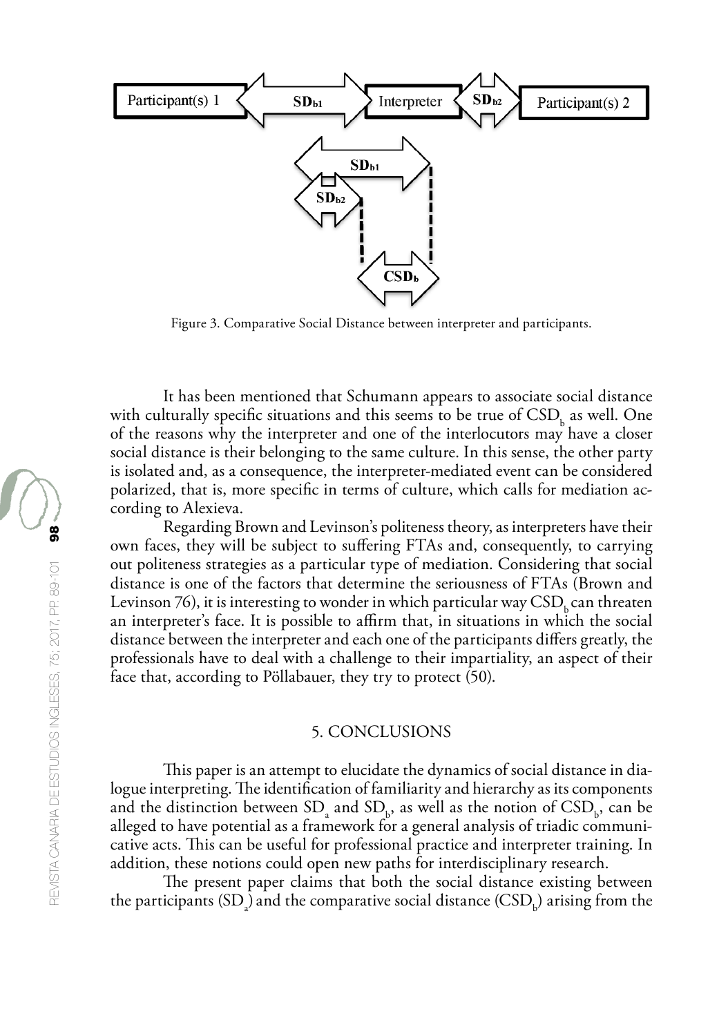Figure 3. Comparative Social Distance between interpreter and participants.

It has been mentioned that Schumann appears to associate social distance with culturally specific situations and this seems to be true of $CSD_b$ as well. One of the reasons why the interpreter and one of the interlocutors may have a closer social distance is their belonging to the same culture. In this sense, the other party is isolated and, as a consequence, the interpreter-mediated event can be considered polarized, that is, more specific in terms of culture, which calls for mediation according to Alexieva.

Regarding Brown and Levinson's politeness theory, as interpreters have their own faces, they will be subject to suffering FTAs and, consequently, to carrying out politeness strategies as a particular type of mediation. Considering that social distance is one of the factors that determine the seriousness of FTAs (Brown and Levinson 76), it is interesting to wonder in which particular way $CSD_b$ can threaten an interpreter's face. It is possible to affirm that, in situations in which the social distance between the interpreter and each one of the participants differs greatly, the professionals have to deal with a challenge to their impartiality, an aspect of their face that, according to Pöllabauer, they try to protect (50).

## 5. CONCLUSIONS

This paper is an attempt to elucidate the dynamics of social distance in dialogue interpreting. The identification of familiarity and hierarchy as its components and the distinction between $SD_a$ and $SD_b$, as well as the notion of $CSD_b$, can be alleged to have potential as a framework for a general analysis of triadic communicative acts. This can be useful for professional practice and interpreter training. In addition, these notions could open new paths for interdisciplinary research.

The present paper claims that both the social distance existing between the participants ($SD_a$) and the comparative social distance ($CSD_b$) arising from the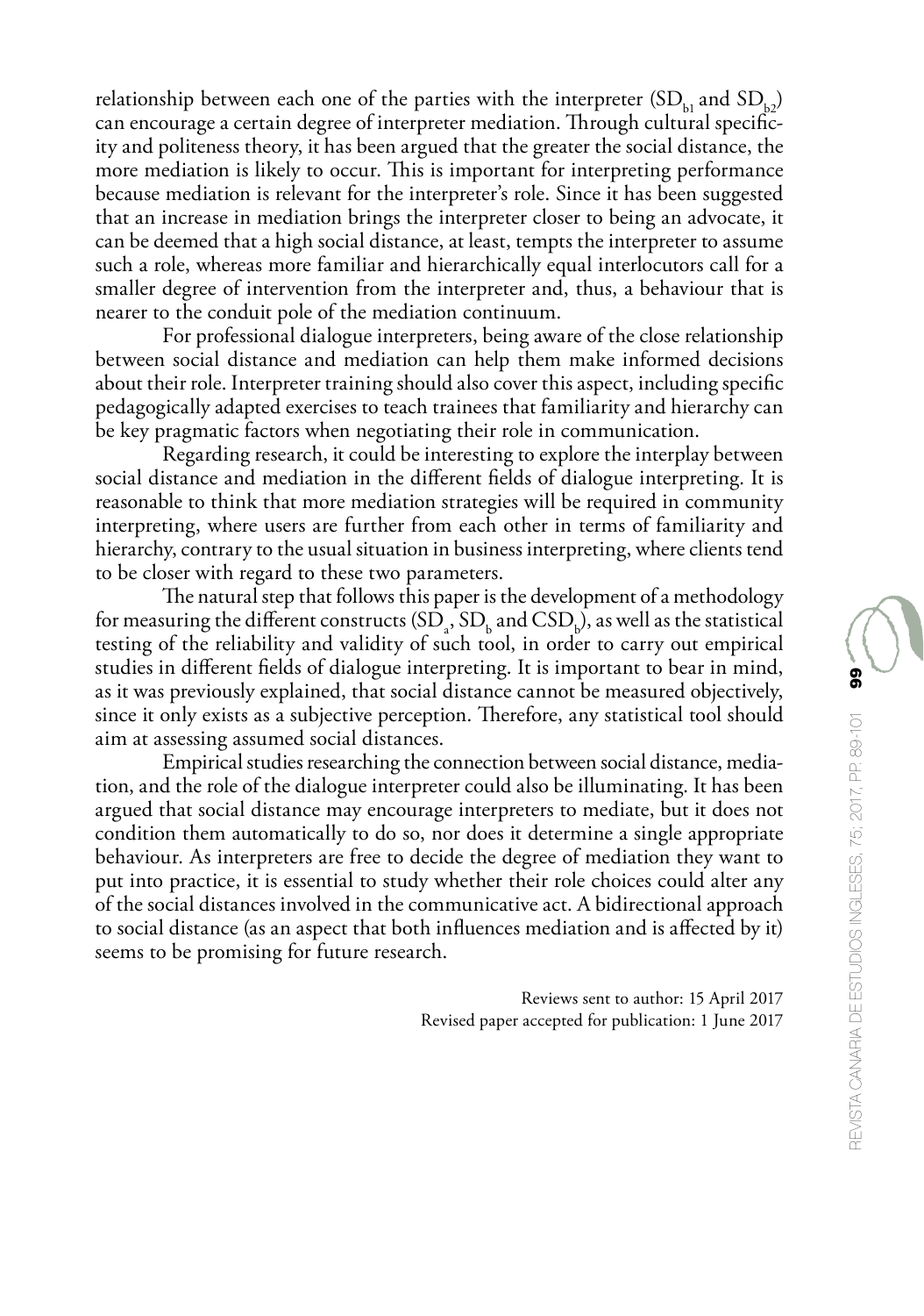relationship between each one of the parties with the interpreter ($SD_{b1}$ and $SD_{b2}$) can encourage a certain degree of interpreter mediation. Through cultural specificity and politeness theory, it has been argued that the greater the social distance, the more mediation is likely to occur. This is important for interpreting performance because mediation is relevant for the interpreter's role. Since it has been suggested that an increase in mediation brings the interpreter closer to being an advocate, it can be deemed that a high social distance, at least, tempts the interpreter to assume such a role, whereas more familiar and hierarchically equal interlocutors call for a smaller degree of intervention from the interpreter and, thus, a behaviour that is nearer to the conduit pole of the mediation continuum.

For professional dialogue interpreters, being aware of the close relationship between social distance and mediation can help them make informed decisions about their role. Interpreter training should also cover this aspect, including specific pedagogically adapted exercises to teach trainees that familiarity and hierarchy can be key pragmatic factors when negotiating their role in communication.

Regarding research, it could be interesting to explore the interplay between social distance and mediation in the different fields of dialogue interpreting. It is reasonable to think that more mediation strategies will be required in community interpreting, where users are further from each other in terms of familiarity and hierarchy, contrary to the usual situation in business interpreting, where clients tend to be closer with regard to these two parameters.

The natural step that follows this paper is the development of a methodology for measuring the different constructs ($SD_a$, $SD_b$ and $CSD_b$), as well as the statistical testing of the reliability and validity of such tool, in order to carry out empirical studies in different fields of dialogue interpreting. It is important to bear in mind, as it was previously explained, that social distance cannot be measured objectively, since it only exists as a subjective perception. Therefore, any statistical tool should aim at assessing assumed social distances.

Empirical studies researching the connection between social distance, mediation, and the role of the dialogue interpreter could also be illuminating. It has been argued that social distance may encourage interpreters to mediate, but it does not condition them automatically to do so, nor does it determine a single appropriate behaviour. As interpreters are free to decide the degree of mediation they want to put into practice, it is essential to study whether their role choices could alter any of the social distances involved in the communicative act. A bidirectional approach to social distance (as an aspect that both influences mediation and is affected by it) seems to be promising for future research.

Reviews sent to author: 15 April 2017
Revised paper accepted for publication: 1 June 2017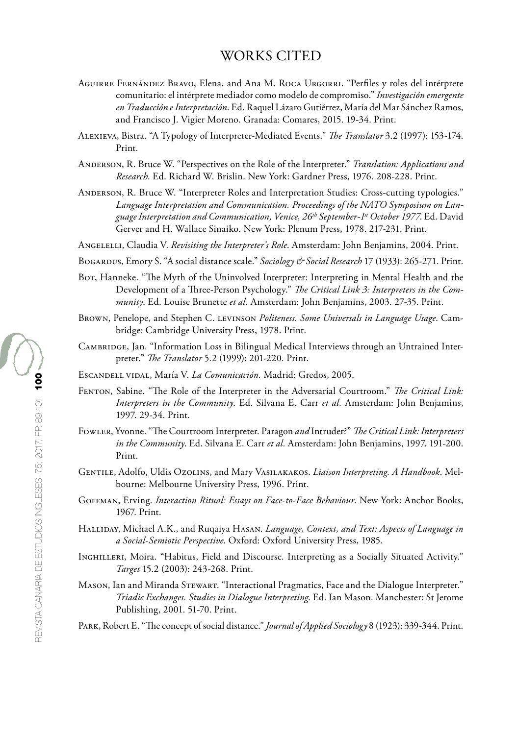# WORKS CITED

Aguirre Fernández Bravo, Elena, and Ana M. Roca Urgorri. "Perfiles y roles del intérprete comunitario: el intérprete mediador como modelo de compromiso." *Investigación emergente en Traducción e Interpretación*. Ed. Raquel Lázaro Gutiérrez, María del Mar Sánchez Ramos, and Francisco J. Vigier Moreno. Granada: Comares, 2015. 19-34. Print.

Alexieva, Bistra. "A Typology of Interpreter-Mediated Events." *The Translator* 3.2 (1997): 153-174. Print.

Anderson, R. Bruce W. "Perspectives on the Role of the Interpreter." *Translation: Applications and Research*. Ed. Richard W. Brislin. New York: Gardner Press, 1976. 208-228. Print.

Anderson, R. Bruce W. "Interpreter Roles and Interpretation Studies: Cross-cutting typologies." *Language Interpretation and Communication. Proceedings of the NATO Symposium on Language Interpretation and Communication, Venice, 26th September-1st October 1977*. Ed. David Gerver and H. Wallace Sinaiko. New York: Plenum Press, 1978. 217-231. Print.

Angelelli, Claudia V. *Revisiting the Interpreter's Role*. Amsterdam: John Benjamins, 2004. Print.

Bogardus, Emory S. "A social distance scale." *Sociology & Social Research* 17 (1933): 265-271. Print.

Bot, Hanneke. "The Myth of the Uninvolved Interpreter: Interpreting in Mental Health and the Development of a Three-Person Psychology." *The Critical Link 3: Interpreters in the Community*. Ed. Louise Brunette *et al.* Amsterdam: John Benjamins, 2003. 27-35. Print.

Brown, Penelope, and Stephen C. levinson *Politeness. Some Universals in Language Usage*. Cambridge: Cambridge University Press, 1978. Print.

Cambridge, Jan. "Information Loss in Bilingual Medical Interviews through an Untrained Interpreter." *The Translator* 5.2 (1999): 201-220. Print.

Escandell vidal, María V. *La Comunicación.* Madrid: Gredos, 2005.

Fenton, Sabine. "The Role of the Interpreter in the Adversarial Courtroom." *The Critical Link: Interpreters in the Community*. Ed. Silvana E. Carr *et al.* Amsterdam: John Benjamins, 1997. 29-34. Print.

Fowler, Yvonne. "The Courtroom Interpreter. Paragon *and* Intruder?" *The Critical Link: Interpreters in the Community*. Ed. Silvana E. Carr *et al.* Amsterdam: John Benjamins, 1997. 191-200. Print.

Gentile, Adolfo, Uldis Ozolins, and Mary Vasilakakos. *Liaison Interpreting. A Handbook*. Melbourne: Melbourne University Press, 1996. Print.

Goffman, Erving. *Interaction Ritual: Essays on Face-to-Face Behaviour*. New York: Anchor Books, 1967. Print.

Halliday, Michael A.K., and Ruqaiya Hasan. *Language, Context, and Text: Aspects of Language in a Social-Semiotic Perspective*. Oxford: Oxford University Press, 1985.

Inghilleri, Moira. "Habitus, Field and Discourse. Interpreting as a Socially Situated Activity." *Target* 15.2 (2003): 243-268. Print.

Mason, Ian and Miranda Stewart. "Interactional Pragmatics, Face and the Dialogue Interpreter." *Triadic Exchanges. Studies in Dialogue Interpreting*. Ed. Ian Mason. Manchester: St Jerome Publishing, 2001. 51-70. Print.

Park, Robert E. "The concept of social distance." *Journal of Applied Sociology* 8 (1923): 339-344. Print.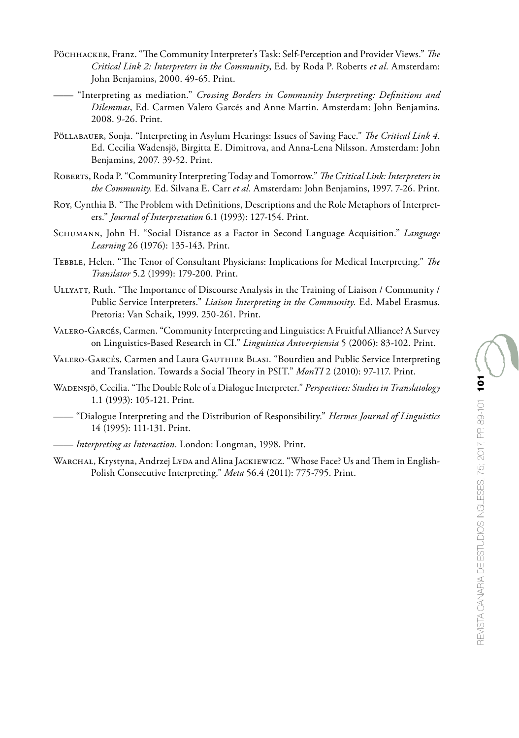Pöchhacker, Franz. "The Community Interpreter's Task: Self-Perception and Provider Views." *The Critical Link 2: Interpreters in the Community*, Ed. by Roda P. Roberts *et al.* Amsterdam: John Benjamins, 2000. 49-65. Print.

—— "Interpreting as mediation." *Crossing Borders in Community Interpreting: Definitions and Dilemmas*, Ed. Carmen Valero Garcés and Anne Martin. Amsterdam: John Benjamins, 2008. 9-26. Print.

Pöllabauer, Sonja. "Interpreting in Asylum Hearings: Issues of Saving Face." *The Critical Link 4*. Ed. Cecilia Wadensjö, Birgitta E. Dimitrova, and Anna-Lena Nilsson. Amsterdam: John Benjamins, 2007. 39-52. Print.

Roberts, Roda P. "Community Interpreting Today and Tomorrow." *The Critical Link: Interpreters in the Community.* Ed. Silvana E. Carr *et al.* Amsterdam: John Benjamins, 1997. 7-26. Print.

Roy, Cynthia B. "The Problem with Definitions, Descriptions and the Role Metaphors of Interpreters." *Journal of Interpretation* 6.1 (1993): 127-154. Print.

Schumann, John H. "Social Distance as a Factor in Second Language Acquisition." *Language Learning* 26 (1976): 135-143. Print.

Tebble, Helen. "The Tenor of Consultant Physicians: Implications for Medical Interpreting." *The Translator* 5.2 (1999): 179-200. Print.

Ullyatt, Ruth. "The Importance of Discourse Analysis in the Training of Liaison / Community / Public Service Interpreters." *Liaison Interpreting in the Community.* Ed. Mabel Erasmus. Pretoria: Van Schaik, 1999. 250-261. Print.

Valero-Garcés, Carmen. "Community Interpreting and Linguistics: A Fruitful Alliance? A Survey on Linguistics-Based Research in CI." *Linguistica Antverpiensia* 5 (2006): 83-102. Print.

Valero-Garcés, Carmen and Laura Gauthier Blasi. "Bourdieu and Public Service Interpreting and Translation. Towards a Social Theory in PSIT." *MonTI* 2 (2010): 97-117. Print.

Wadensjö, Cecilia. "The Double Role of a Dialogue Interpreter." *Perspectives: Studies in Translatology* 1.1 (1993): 105-121. Print.

—— "Dialogue Interpreting and the Distribution of Responsibility." *Hermes Journal of Linguistics* 14 (1995): 111-131. Print.

—— *Interpreting as Interaction*. London: Longman, 1998. Print.

Warchal, Krystyna, Andrzej Lyda and Alina Jackiewicz. "Whose Face? Us and Them in English-Polish Consecutive Interpreting." *Meta* 56.4 (2011): 775-795. Print.